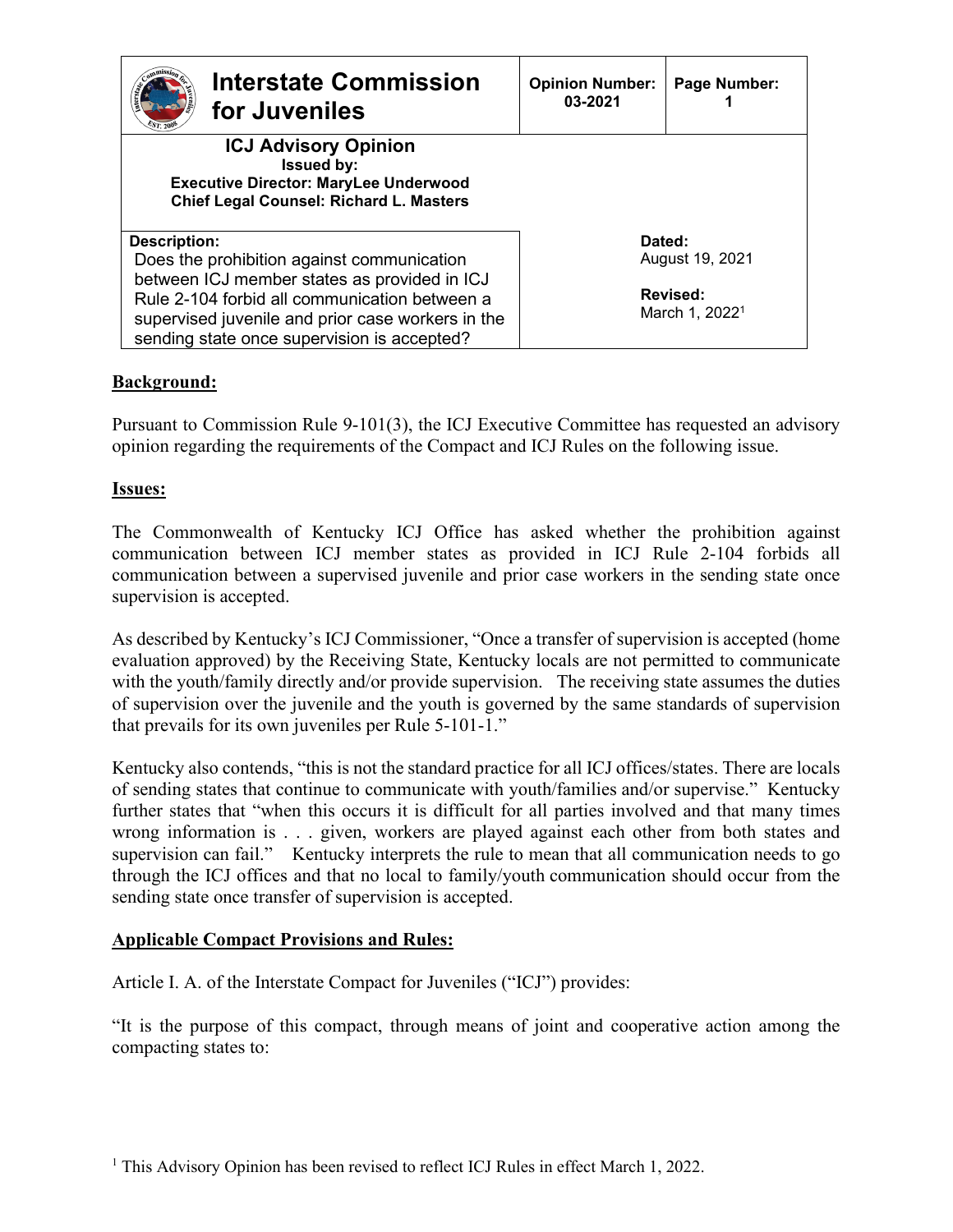| Interstate Commission for Juveniles | Opinion Number: 03-2021 | Page Number: 1 |
|---|---|---|
| **ICJ Advisory Opinion**<br>**Issued by:**<br>**Executive Director: MaryLee Underwood**<br>**Chief Legal Counsel: Richard L. Masters** | | |
| **Description:**<br>Does the prohibition against communication between ICJ member states as provided in ICJ Rule 2-104 forbid all communication between a supervised juvenile and prior case workers in the sending state once supervision is accepted? | **Dated:**<br>August 19, 2021<br><br>**Revised:**<br>March 1, 2022[1] | |

## Background:

Pursuant to Commission Rule 9-101(3), the ICJ Executive Committee has requested an advisory opinion regarding the requirements of the Compact and ICJ Rules on the following issue.

## Issues:

The Commonwealth of Kentucky ICJ Office has asked whether the prohibition against communication between ICJ member states as provided in ICJ Rule 2-104 forbids all communication between a supervised juvenile and prior case workers in the sending state once supervision is accepted.

As described by Kentucky's ICJ Commissioner, "Once a transfer of supervision is accepted (home evaluation approved) by the Receiving State, Kentucky locals are not permitted to communicate with the youth/family directly and/or provide supervision. The receiving state assumes the duties of supervision over the juvenile and the youth is governed by the same standards of supervision that prevails for its own juveniles per Rule 5-101-1."

Kentucky also contends, "this is not the standard practice for all ICJ offices/states. There are locals of sending states that continue to communicate with youth/families and/or supervise." Kentucky further states that "when this occurs it is difficult for all parties involved and that many times wrong information is . . . given, workers are played against each other from both states and supervision can fail." Kentucky interprets the rule to mean that all communication needs to go through the ICJ offices and that no local to family/youth communication should occur from the sending state once transfer of supervision is accepted.

## Applicable Compact Provisions and Rules:

Article I. A. of the Interstate Compact for Juveniles ("ICJ") provides:

"It is the purpose of this compact, through means of joint and cooperative action among the compacting states to:

[1] This Advisory Opinion has been revised to reflect ICJ Rules in effect March 1, 2022.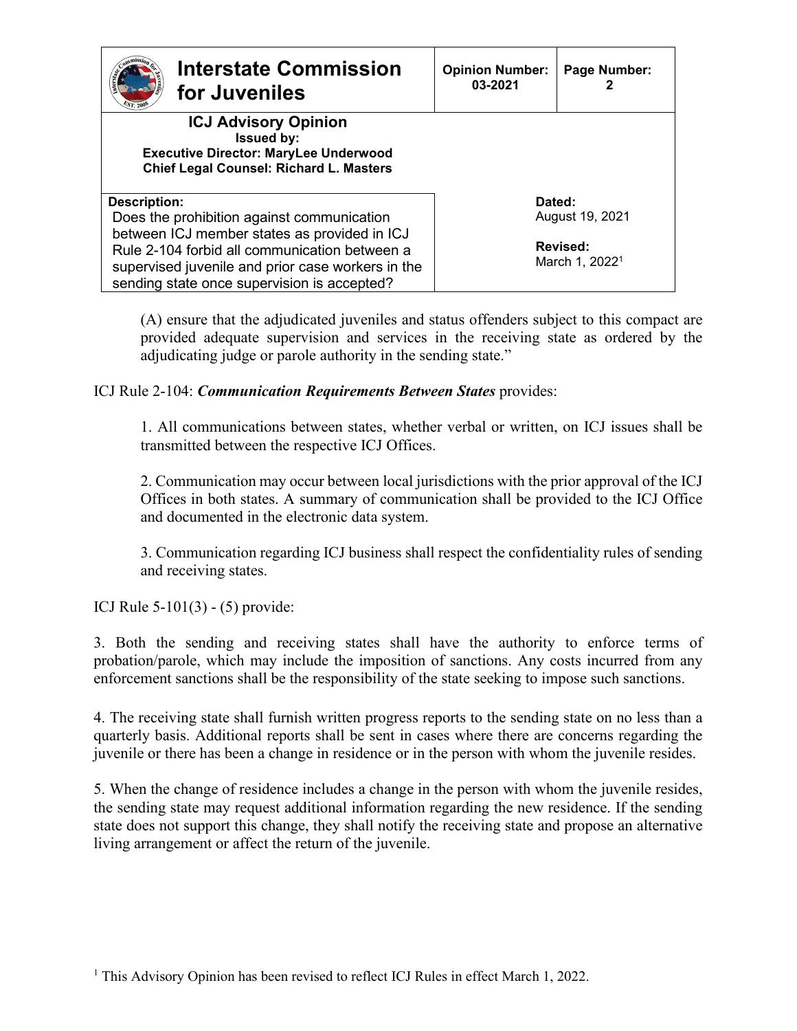(A) ensure that the adjudicated juveniles and status offenders subject to this compact are provided adequate supervision and services in the receiving state as ordered by the adjudicating judge or parole authority in the sending state."

ICJ Rule 2-104: ***Communication Requirements Between States*** provides:

1. All communications between states, whether verbal or written, on ICJ issues shall be transmitted between the respective ICJ Offices.

2. Communication may occur between local jurisdictions with the prior approval of the ICJ Offices in both states. A summary of communication shall be provided to the ICJ Office and documented in the electronic data system.

3. Communication regarding ICJ business shall respect the confidentiality rules of sending and receiving states.

ICJ Rule 5-101(3) - (5) provide:

3. Both the sending and receiving states shall have the authority to enforce terms of probation/parole, which may include the imposition of sanctions. Any costs incurred from any enforcement sanctions shall be the responsibility of the state seeking to impose such sanctions.

4. The receiving state shall furnish written progress reports to the sending state on no less than a quarterly basis. Additional reports shall be sent in cases where there are concerns regarding the juvenile or there has been a change in residence or in the person with whom the juvenile resides.

5. When the change of residence includes a change in the person with whom the juvenile resides, the sending state may request additional information regarding the new residence. If the sending state does not support this change, they shall notify the receiving state and propose an alternative living arrangement or affect the return of the juvenile.

[1] This Advisory Opinion has been revised to reflect ICJ Rules in effect March 1, 2022.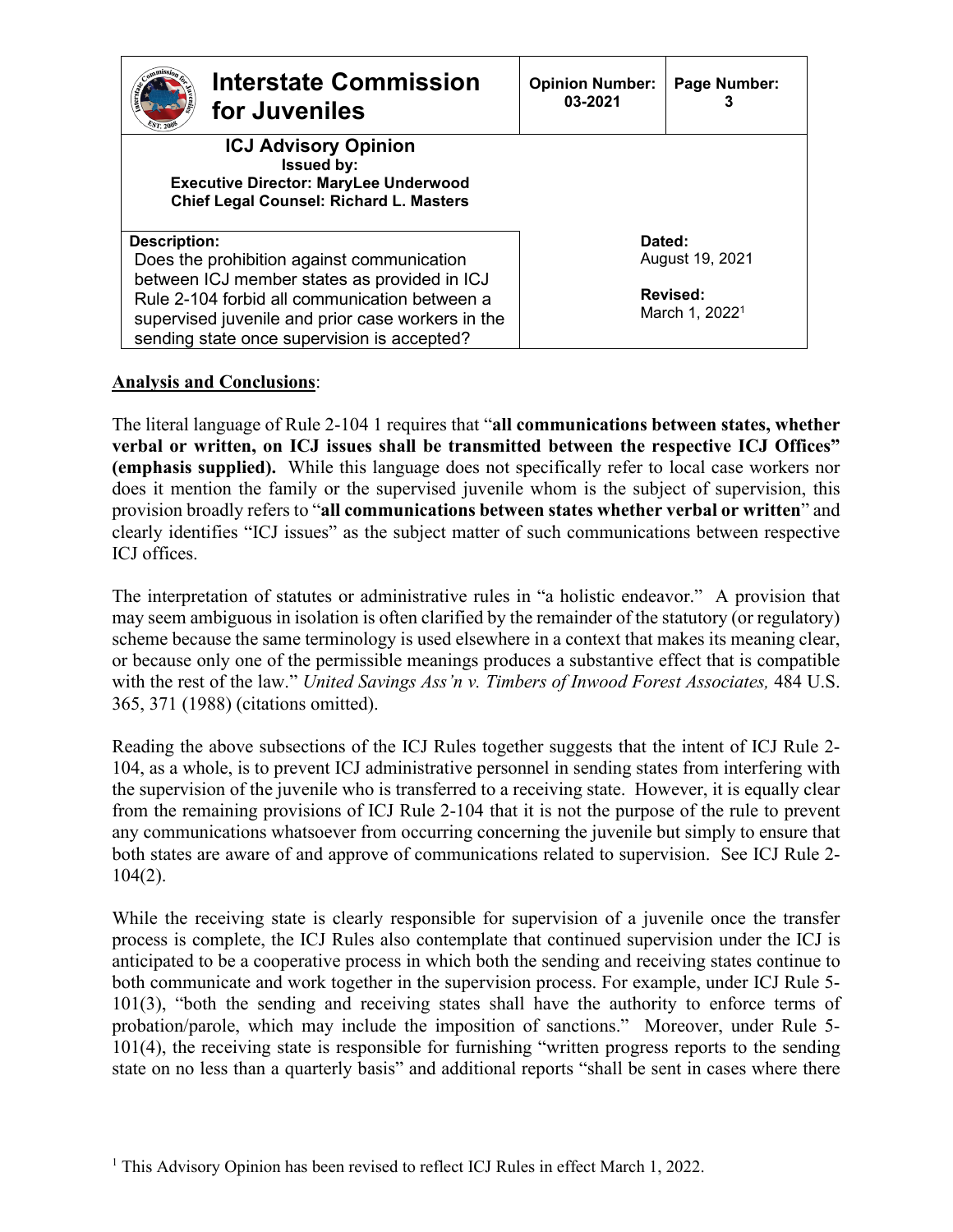| Interstate Commission for Juveniles | Opinion Number: 03-2021 | Page Number: 3 |
|---|---|---|
| **ICJ Advisory Opinion** Issued by: Executive Director: MaryLee Underwood Chief Legal Counsel: Richard L. Masters | | |
| **Description:** Does the prohibition against communication between ICJ member states as provided in ICJ Rule 2-104 forbid all communication between a supervised juvenile and prior case workers in the sending state once supervision is accepted? | **Dated:** August 19, 2021 **Revised:** March 1, 2022[1] | |

**Analysis and Conclusions**:

The literal language of Rule 2-104 1 requires that "**all communications between states, whether verbal or written, on ICJ issues shall be transmitted between the respective ICJ Offices" (emphasis supplied).** While this language does not specifically refer to local case workers nor does it mention the family or the supervised juvenile whom is the subject of supervision, this provision broadly refers to "**all communications between states whether verbal or written**" and clearly identifies "ICJ issues" as the subject matter of such communications between respective ICJ offices.

The interpretation of statutes or administrative rules in "a holistic endeavor." A provision that may seem ambiguous in isolation is often clarified by the remainder of the statutory (or regulatory) scheme because the same terminology is used elsewhere in a context that makes its meaning clear, or because only one of the permissible meanings produces a substantive effect that is compatible with the rest of the law." *United Savings Ass'n v. Timbers of Inwood Forest Associates,* 484 U.S. 365, 371 (1988) (citations omitted).

Reading the above subsections of the ICJ Rules together suggests that the intent of ICJ Rule 2-104, as a whole, is to prevent ICJ administrative personnel in sending states from interfering with the supervision of the juvenile who is transferred to a receiving state. However, it is equally clear from the remaining provisions of ICJ Rule 2-104 that it is not the purpose of the rule to prevent any communications whatsoever from occurring concerning the juvenile but simply to ensure that both states are aware of and approve of communications related to supervision. See ICJ Rule 2-104(2).

While the receiving state is clearly responsible for supervision of a juvenile once the transfer process is complete, the ICJ Rules also contemplate that continued supervision under the ICJ is anticipated to be a cooperative process in which both the sending and receiving states continue to both communicate and work together in the supervision process. For example, under ICJ Rule 5-101(3), "both the sending and receiving states shall have the authority to enforce terms of probation/parole, which may include the imposition of sanctions." Moreover, under Rule 5-101(4), the receiving state is responsible for furnishing "written progress reports to the sending state on no less than a quarterly basis" and additional reports "shall be sent in cases where there

[1] This Advisory Opinion has been revised to reflect ICJ Rules in effect March 1, 2022.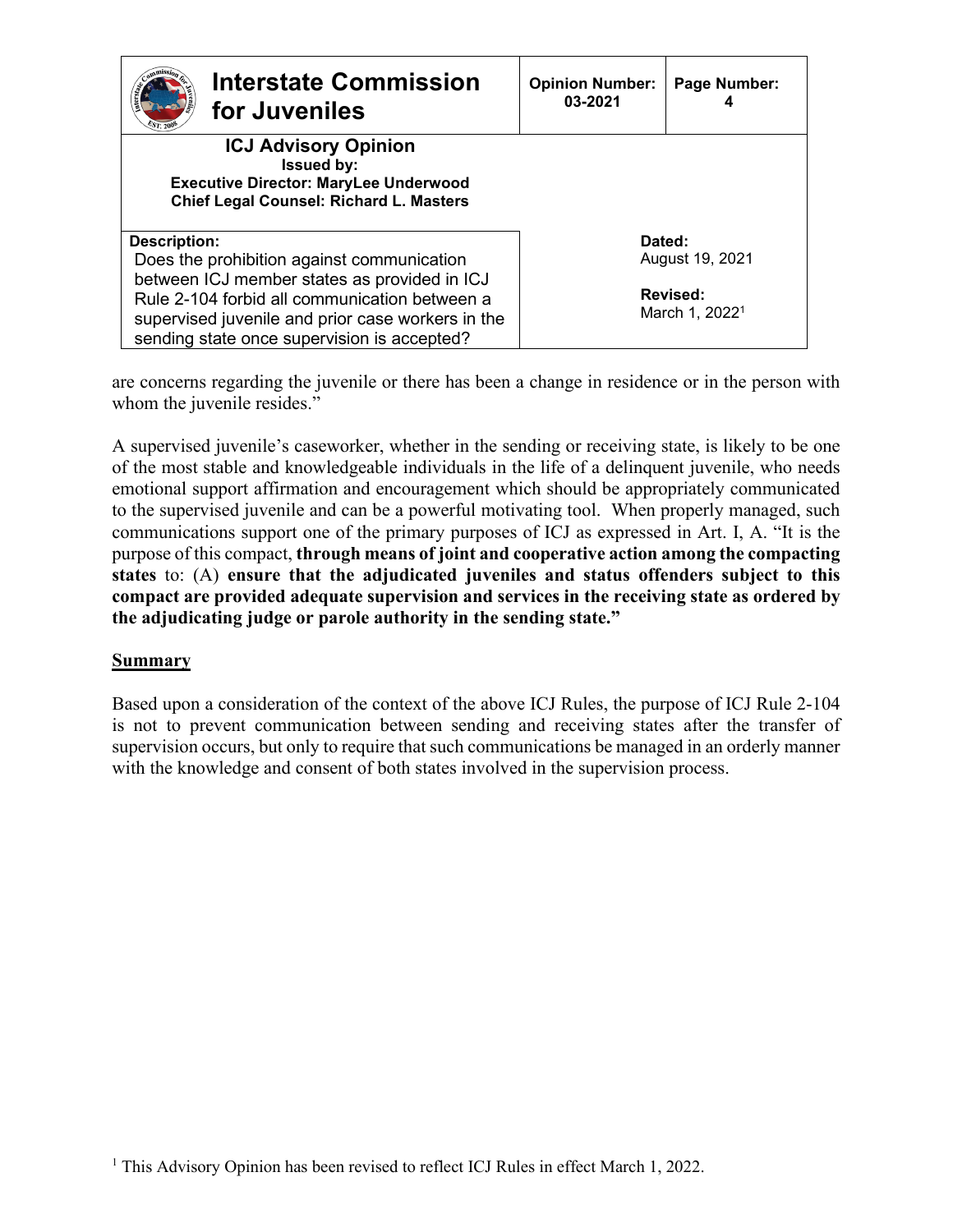are concerns regarding the juvenile or there has been a change in residence or in the person with whom the juvenile resides."

A supervised juvenile's caseworker, whether in the sending or receiving state, is likely to be one of the most stable and knowledgeable individuals in the life of a delinquent juvenile, who needs emotional support affirmation and encouragement which should be appropriately communicated to the supervised juvenile and can be a powerful motivating tool. When properly managed, such communications support one of the primary purposes of ICJ as expressed in Art. I, A. "It is the purpose of this compact, **through means of joint and cooperative action among the compacting states** to: (A) **ensure that the adjudicated juveniles and status offenders subject to this compact are provided adequate supervision and services in the receiving state as ordered by the adjudicating judge or parole authority in the sending state."**

## Summary

Based upon a consideration of the context of the above ICJ Rules, the purpose of ICJ Rule 2-104 is not to prevent communication between sending and receiving states after the transfer of supervision occurs, but only to require that such communications be managed in an orderly manner with the knowledge and consent of both states involved in the supervision process.

[1] This Advisory Opinion has been revised to reflect ICJ Rules in effect March 1, 2022.